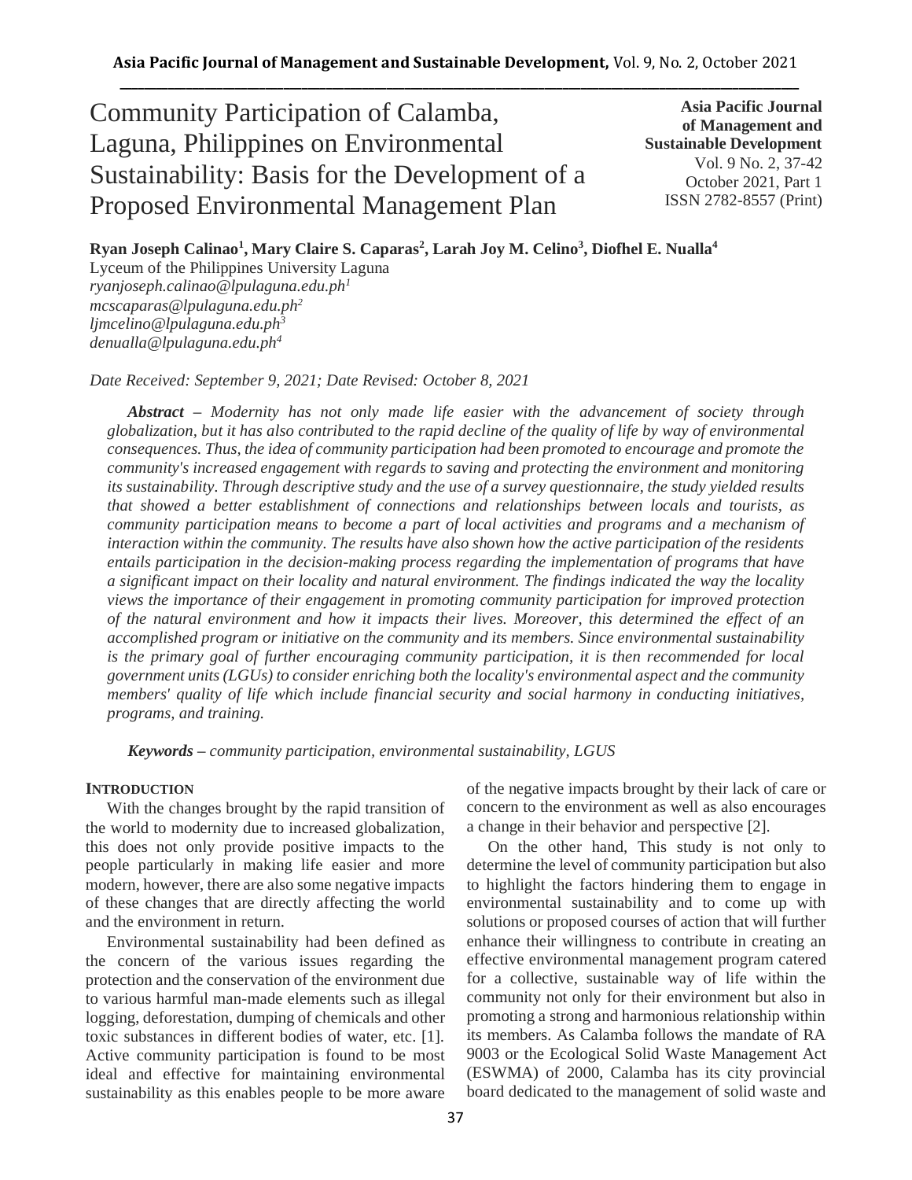# Community Participation of Calamba, Laguna, Philippines on Environmental Sustainability: Basis for the Development of a Proposed Environmental Management Plan

**Asia Pacific Journal of Management and Sustainable Development**
Vol. 9 No. 2, 37-42
October 2021, Part 1
ISSN 2782-8557 (Print)

**Ryan Joseph Calinao[1], Mary Claire S. Caparas[2], Larah Joy M. Celino[3], Diofhel E. Nualla[4]**

Lyceum of the Philippines University Laguna
*ryanjoseph.calinao@lpulaguna.edu.ph[1]*
*mcscaparas@lpulaguna.edu.ph[2]*
*ljmcelino@lpulaguna.edu.ph[3]*
*denualla@lpulaguna.edu.ph[4]*

*Date Received: September 9, 2021; Date Revised: October 8, 2021*

***Abstract*** *– Modernity has not only made life easier with the advancement of society through globalization, but it has also contributed to the rapid decline of the quality of life by way of environmental consequences. Thus, the idea of community participation had been promoted to encourage and promote the community's increased engagement with regards to saving and protecting the environment and monitoring its sustainability. Through descriptive study and the use of a survey questionnaire, the study yielded results that showed a better establishment of connections and relationships between locals and tourists, as community participation means to become a part of local activities and programs and a mechanism of interaction within the community. The results have also shown how the active participation of the residents entails participation in the decision-making process regarding the implementation of programs that have a significant impact on their locality and natural environment. The findings indicated the way the locality views the importance of their engagement in promoting community participation for improved protection of the natural environment and how it impacts their lives. Moreover, this determined the effect of an accomplished program or initiative on the community and its members. Since environmental sustainability is the primary goal of further encouraging community participation, it is then recommended for local government units (LGUs) to consider enriching both the locality's environmental aspect and the community members' quality of life which include financial security and social harmony in conducting initiatives, programs, and training.*

***Keywords*** *– community participation, environmental sustainability, LGUS*

## INTRODUCTION

With the changes brought by the rapid transition of the world to modernity due to increased globalization, this does not only provide positive impacts to the people particularly in making life easier and more modern, however, there are also some negative impacts of these changes that are directly affecting the world and the environment in return.

Environmental sustainability had been defined as the concern of the various issues regarding the protection and the conservation of the environment due to various harmful man-made elements such as illegal logging, deforestation, dumping of chemicals and other toxic substances in different bodies of water, etc. [1]. Active community participation is found to be most ideal and effective for maintaining environmental sustainability as this enables people to be more aware of the negative impacts brought by their lack of care or concern to the environment as well as also encourages a change in their behavior and perspective [2].

On the other hand, This study is not only to determine the level of community participation but also to highlight the factors hindering them to engage in environmental sustainability and to come up with solutions or proposed courses of action that will further enhance their willingness to contribute in creating an effective environmental management program catered for a collective, sustainable way of life within the community not only for their environment but also in promoting a strong and harmonious relationship within its members. As Calamba follows the mandate of RA 9003 or the Ecological Solid Waste Management Act (ESWMA) of 2000, Calamba has its city provincial board dedicated to the management of solid waste and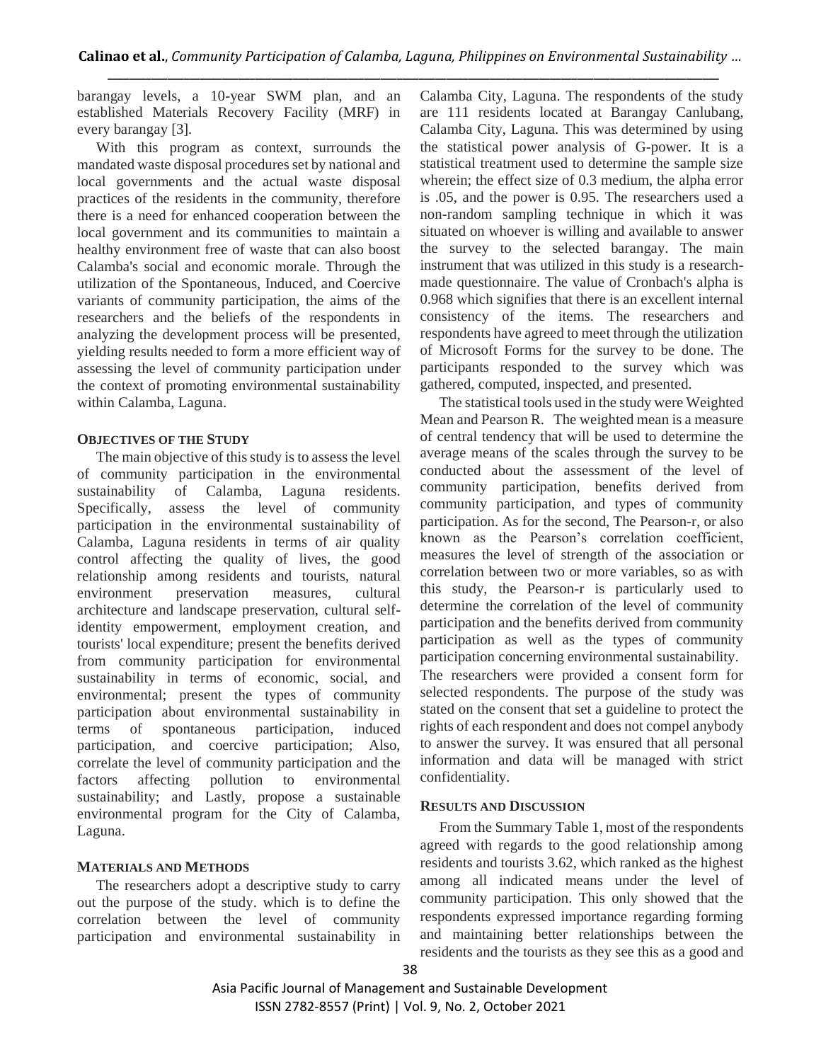barangay levels, a 10-year SWM plan, and an established Materials Recovery Facility (MRF) in every barangay [3].

With this program as context, surrounds the mandated waste disposal procedures set by national and local governments and the actual waste disposal practices of the residents in the community, therefore there is a need for enhanced cooperation between the local government and its communities to maintain a healthy environment free of waste that can also boost Calamba's social and economic morale. Through the utilization of the Spontaneous, Induced, and Coercive variants of community participation, the aims of the researchers and the beliefs of the respondents in analyzing the development process will be presented, yielding results needed to form a more efficient way of assessing the level of community participation under the context of promoting environmental sustainability within Calamba, Laguna.

## OBJECTIVES OF THE STUDY

The main objective of this study is to assess the level of community participation in the environmental sustainability of Calamba, Laguna residents. Specifically, assess the level of community participation in the environmental sustainability of Calamba, Laguna residents in terms of air quality control affecting the quality of lives, the good relationship among residents and tourists, natural environment preservation measures, cultural architecture and landscape preservation, cultural self-identity empowerment, employment creation, and tourists' local expenditure; present the benefits derived from community participation for environmental sustainability in terms of economic, social, and environmental; present the types of community participation about environmental sustainability in terms of spontaneous participation, induced participation, and coercive participation; Also, correlate the level of community participation and the factors affecting pollution to environmental sustainability; and Lastly, propose a sustainable environmental program for the City of Calamba, Laguna.

## MATERIALS AND METHODS

The researchers adopt a descriptive study to carry out the purpose of the study. which is to define the correlation between the level of community participation and environmental sustainability in Calamba City, Laguna. The respondents of the study are 111 residents located at Barangay Canlubang, Calamba City, Laguna. This was determined by using the statistical power analysis of G-power. It is a statistical treatment used to determine the sample size wherein; the effect size of 0.3 medium, the alpha error is .05, and the power is 0.95. The researchers used a non-random sampling technique in which it was situated on whoever is willing and available to answer the survey to the selected barangay. The main instrument that was utilized in this study is a research-made questionnaire. The value of Cronbach's alpha is 0.968 which signifies that there is an excellent internal consistency of the items. The researchers and respondents have agreed to meet through the utilization of Microsoft Forms for the survey to be done. The participants responded to the survey which was gathered, computed, inspected, and presented.

The statistical tools used in the study were Weighted Mean and Pearson R. The weighted mean is a measure of central tendency that will be used to determine the average means of the scales through the survey to be conducted about the assessment of the level of community participation, benefits derived from community participation, and types of community participation. As for the second, The Pearson-r, or also known as the Pearson's correlation coefficient, measures the level of strength of the association or correlation between two or more variables, so as with this study, the Pearson-r is particularly used to determine the correlation of the level of community participation and the benefits derived from community participation as well as the types of community participation concerning environmental sustainability.
The researchers were provided a consent form for selected respondents. The purpose of the study was stated on the consent that set a guideline to protect the rights of each respondent and does not compel anybody to answer the survey. It was ensured that all personal information and data will be managed with strict confidentiality.

## RESULTS AND DISCUSSION

From the Summary Table 1, most of the respondents agreed with regards to the good relationship among residents and tourists 3.62, which ranked as the highest among all indicated means under the level of community participation. This only showed that the respondents expressed importance regarding forming and maintaining better relationships between the residents and the tourists as they see this as a good and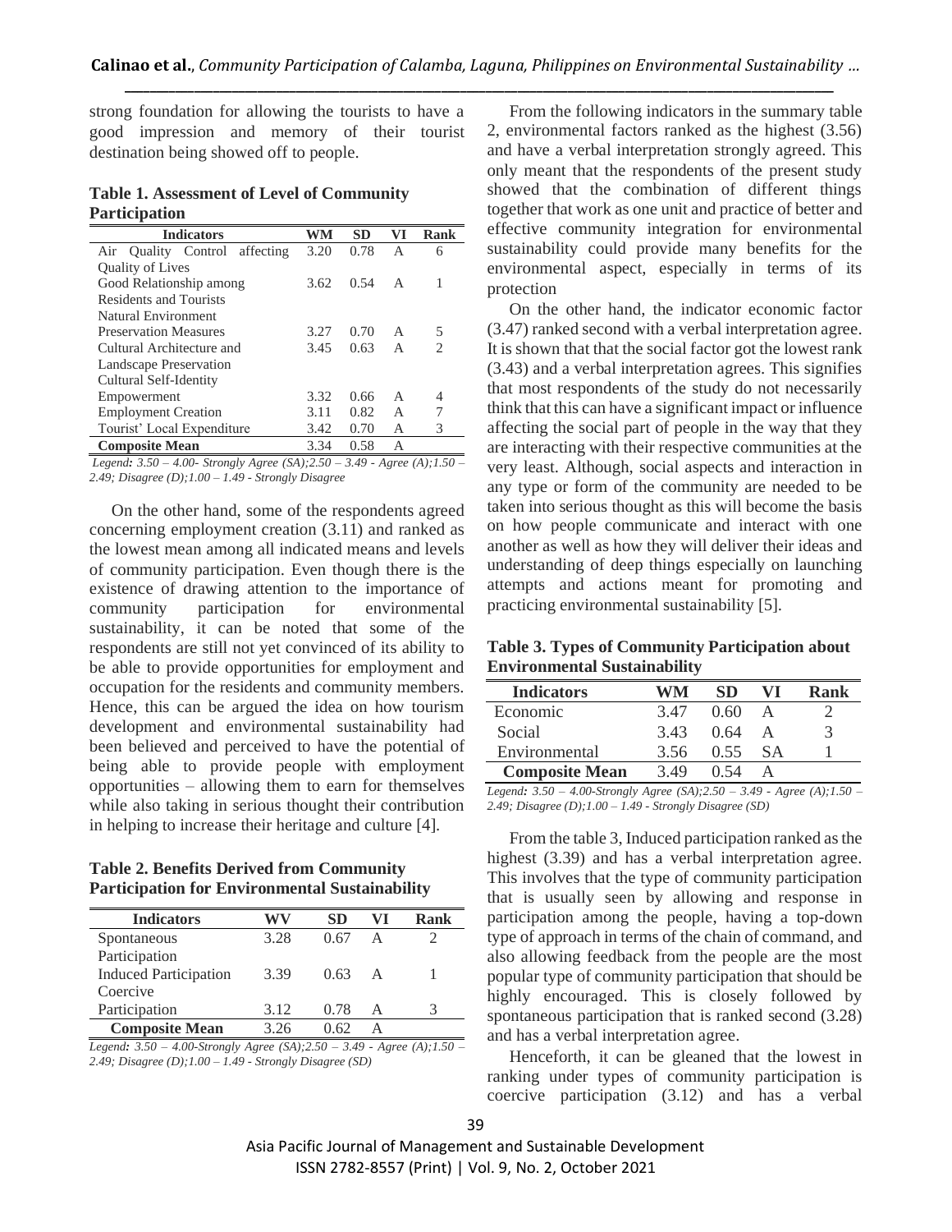strong foundation for allowing the tourists to have a good impression and memory of their tourist destination being showed off to people.

**Table 1. Assessment of Level of Community Participation**

| Indicators | WM | SD | VI | Rank |
|---|---|---|---|---|
| Air Quality Control affecting Quality of Lives | 3.20 | 0.78 | A | 6 |
| Good Relationship among Residents and Tourists | 3.62 | 0.54 | A | 1 |
| Natural Environment Preservation Measures | 3.27 | 0.70 | A | 5 |
| Cultural Architecture and Landscape Preservation | 3.45 | 0.63 | A | 2 |
| Cultural Self-Identity Empowerment | 3.32 | 0.66 | A | 4 |
| Employment Creation | 3.11 | 0.82 | A | 7 |
| Tourist' Local Expenditure | 3.42 | 0.70 | A | 3 |
| **Composite Mean** | 3.34 | 0.58 | A | |

*Legend: 3.50 – 4.00- Strongly Agree (SA);2.50 – 3.49 - Agree (A);1.50 – 2.49; Disagree (D);1.00 – 1.49 - Strongly Disagree*

On the other hand, some of the respondents agreed concerning employment creation (3.11) and ranked as the lowest mean among all indicated means and levels of community participation. Even though there is the existence of drawing attention to the importance of community participation for environmental sustainability, it can be noted that some of the respondents are still not yet convinced of its ability to be able to provide opportunities for employment and occupation for the residents and community members. Hence, this can be argued the idea on how tourism development and environmental sustainability had been believed and perceived to have the potential of being able to provide people with employment opportunities – allowing them to earn for themselves while also taking in serious thought their contribution in helping to increase their heritage and culture [4].

**Table 2. Benefits Derived from Community Participation for Environmental Sustainability**

| Indicators | WV | SD | VI | Rank |
|---|---|---|---|---|
| Spontaneous Participation | 3.28 | 0.67 | A | 2 |
| Induced Participation | 3.39 | 0.63 | A | 1 |
| Coercive Participation | 3.12 | 0.78 | A | 3 |
| **Composite Mean** | 3.26 | 0.62 | A | |

*Legend: 3.50 – 4.00-Strongly Agree (SA);2.50 – 3.49 - Agree (A);1.50 – 2.49; Disagree (D);1.00 – 1.49 - Strongly Disagree (SD)*

From the following indicators in the summary table 2, environmental factors ranked as the highest (3.56) and have a verbal interpretation strongly agreed. This only meant that the respondents of the present study showed that the combination of different things together that work as one unit and practice of better and effective community integration for environmental sustainability could provide many benefits for the environmental aspect, especially in terms of its protection

On the other hand, the indicator economic factor (3.47) ranked second with a verbal interpretation agree. It is shown that that the social factor got the lowest rank (3.43) and a verbal interpretation agrees. This signifies that most respondents of the study do not necessarily think that this can have a significant impact or influence affecting the social part of people in the way that they are interacting with their respective communities at the very least. Although, social aspects and interaction in any type or form of the community are needed to be taken into serious thought as this will become the basis on how people communicate and interact with one another as well as how they will deliver their ideas and understanding of deep things especially on launching attempts and actions meant for promoting and practicing environmental sustainability [5].

**Table 3. Types of Community Participation about Environmental Sustainability**

| Indicators | WM | SD | VI | Rank |
|---|---|---|---|---|
| Economic | 3.47 | 0.60 | A | 2 |
| Social | 3.43 | 0.64 | A | 3 |
| Environmental | 3.56 | 0.55 | SA | 1 |
| **Composite Mean** | 3.49 | 0.54 | A | |

*Legend: 3.50 – 4.00-Strongly Agree (SA);2.50 – 3.49 - Agree (A);1.50 – 2.49; Disagree (D);1.00 – 1.49 - Strongly Disagree (SD)*

From the table 3, Induced participation ranked as the highest (3.39) and has a verbal interpretation agree. This involves that the type of community participation that is usually seen by allowing and response in participation among the people, having a top-down type of approach in terms of the chain of command, and also allowing feedback from the people are the most popular type of community participation that should be highly encouraged. This is closely followed by spontaneous participation that is ranked second (3.28) and has a verbal interpretation agree.

Henceforth, it can be gleaned that the lowest in ranking under types of community participation is coercive participation (3.12) and has a verbal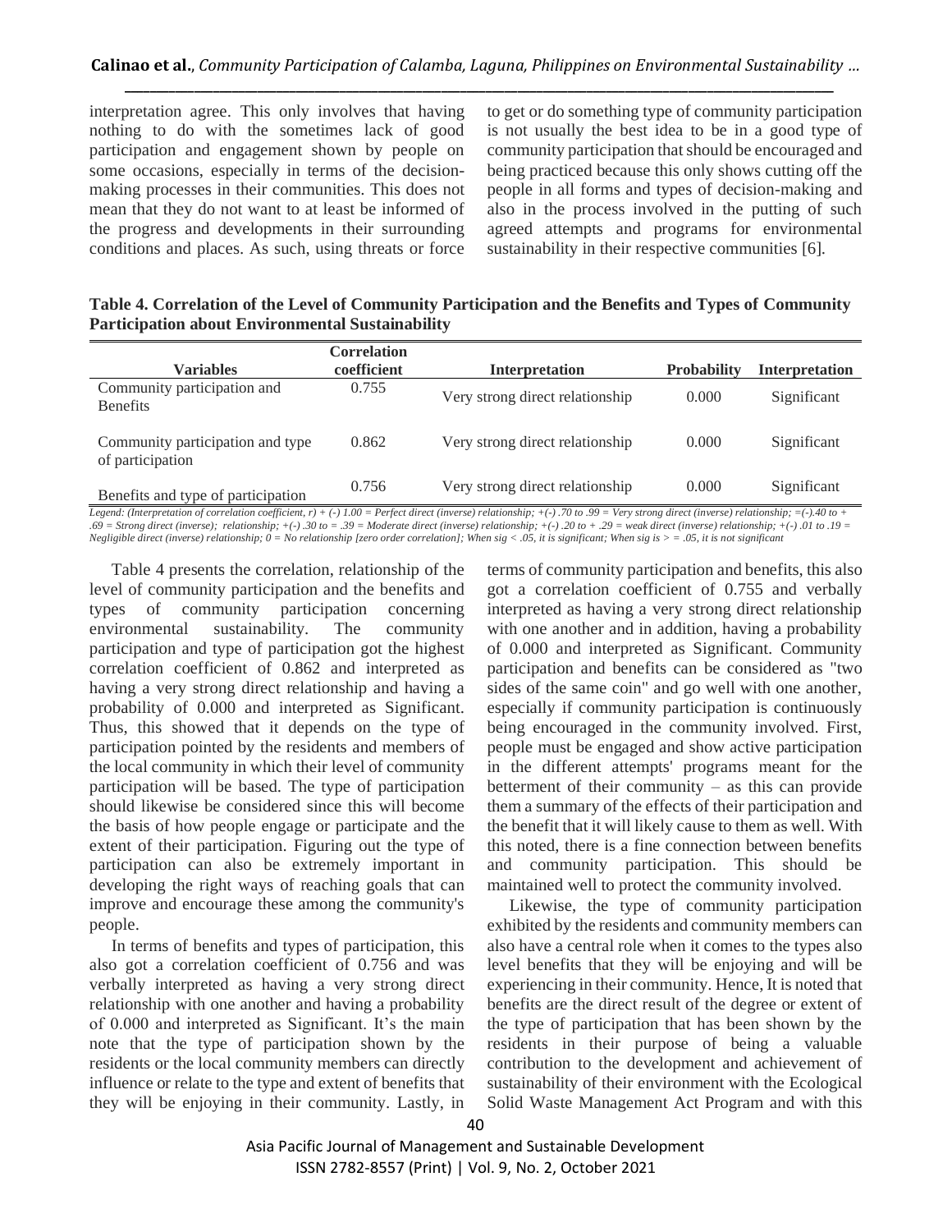interpretation agree. This only involves that having nothing to do with the sometimes lack of good participation and engagement shown by people on some occasions, especially in terms of the decision-making processes in their communities. This does not mean that they do not want to at least be informed of the progress and developments in their surrounding conditions and places. As such, using threats or force to get or do something type of community participation is not usually the best idea to be in a good type of community participation that should be encouraged and being practiced because this only shows cutting off the people in all forms and types of decision-making and also in the process involved in the putting of such agreed attempts and programs for environmental sustainability in their respective communities [6].

**Table 4. Correlation of the Level of Community Participation and the Benefits and Types of Community Participation about Environmental Sustainability**

| Variables | Correlation coefficient | Interpretation | Probability | Interpretation |
|---|---|---|---|---|
| Community participation and Benefits | 0.755 | Very strong direct relationship | 0.000 | Significant |
| Community participation and type of participation | 0.862 | Very strong direct relationship | 0.000 | Significant |
| Benefits and type of participation | 0.756 | Very strong direct relationship | 0.000 | Significant |

*Legend: (Interpretation of correlation coefficient, r) + (-) 1.00 = Perfect direct (inverse) relationship; +(-) .70 to .99 = Very strong direct (inverse) relationship; =(-).40 to + .69 = Strong direct (inverse); relationship; +(-) .30 to = .39 = Moderate direct (inverse) relationship; +(-) .20 to + .29 = weak direct (inverse) relationship; +(-) .01 to .19 = Negligible direct (inverse) relationship; 0 = No relationship [zero order correlation]; When sig < .05, it is significant; When sig is > = .05, it is not significant*

Table 4 presents the correlation, relationship of the level of community participation and the benefits and types of community participation concerning environmental sustainability. The community participation and type of participation got the highest correlation coefficient of 0.862 and interpreted as having a very strong direct relationship and having a probability of 0.000 and interpreted as Significant. Thus, this showed that it depends on the type of participation pointed by the residents and members of the local community in which their level of community participation will be based. The type of participation should likewise be considered since this will become the basis of how people engage or participate and the extent of their participation. Figuring out the type of participation can also be extremely important in developing the right ways of reaching goals that can improve and encourage these among the community's people.

In terms of benefits and types of participation, this also got a correlation coefficient of 0.756 and was verbally interpreted as having a very strong direct relationship with one another and having a probability of 0.000 and interpreted as Significant. It's the main note that the type of participation shown by the residents or the local community members can directly influence or relate to the type and extent of benefits that they will be enjoying in their community. Lastly, in terms of community participation and benefits, this also got a correlation coefficient of 0.755 and verbally interpreted as having a very strong direct relationship with one another and in addition, having a probability of 0.000 and interpreted as Significant. Community participation and benefits can be considered as "two sides of the same coin" and go well with one another, especially if community participation is continuously being encouraged in the community involved. First, people must be engaged and show active participation in the different attempts' programs meant for the betterment of their community – as this can provide them a summary of the effects of their participation and the benefit that it will likely cause to them as well. With this noted, there is a fine connection between benefits and community participation. This should be maintained well to protect the community involved.

Likewise, the type of community participation exhibited by the residents and community members can also have a central role when it comes to the types also level benefits that they will be enjoying and will be experiencing in their community. Hence, It is noted that benefits are the direct result of the degree or extent of the type of participation that has been shown by the residents in their purpose of being a valuable contribution to the development and achievement of sustainability of their environment with the Ecological Solid Waste Management Act Program and with this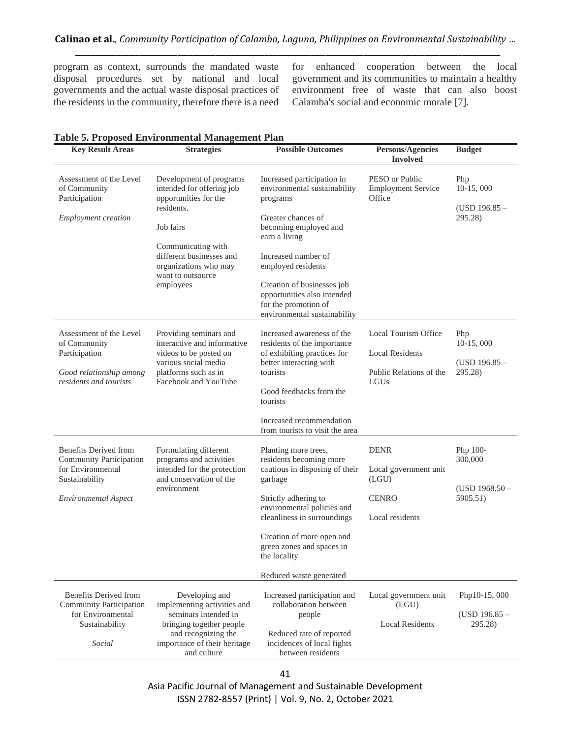program as context, surrounds the mandated waste disposal procedures set by national and local governments and the actual waste disposal practices of the residents in the community, therefore there is a need for enhanced cooperation between the local government and its communities to maintain a healthy environment free of waste that can also boost Calamba's social and economic morale [7].

**Table 5. Proposed Environmental Management Plan**

| Key Result Areas | Strategies | Possible Outcomes | Persons/Agencies Involved | Budget |
|---|---|---|---|---|
| Assessment of the Level of Community Participation<br><br>*Employment creation* | Development of programs intended for offering job opportunities for the residents.<br><br>Job fairs<br><br>Communicating with different businesses and organizations who may want to outsource employees | Increased participation in environmental sustainability programs<br><br>Greater chances of becoming employed and earn a living<br><br>Increased number of employed residents<br><br>Creation of businesses job opportunities also intended for the promotion of environmental sustainability | PESO or Public Employment Service Office | Php 10-15, 000<br><br>(USD 196.85 – 295.28) |
| Assessment of the Level of Community Participation<br><br>*Good relationship among residents and tourists* | Providing seminars and interactive and informative videos to be posted on various social media platforms such as in Facebook and YouTube | Increased awareness of the residents of the importance of exhibiting practices for better interacting with tourists<br><br>Good feedbacks from the tourists<br><br>Increased recommendation from tourists to visit the area | Local Tourism Office<br><br>Local Residents<br><br>Public Relations of the LGUs | Php 10-15, 000<br><br>(USD 196.85 – 295.28) |
| Benefits Derived from Community Participation for Environmental Sustainability<br><br>*Environmental Aspect* | Formulating different programs and activities intended for the protection and conservation of the environment | Planting more trees, residents becoming more cautious in disposing of their garbage<br><br>Strictly adhering to environmental policies and cleanliness in surroundings<br><br>Creation of more open and green zones and spaces in the locality<br><br>Reduced waste generated | DENR<br><br>Local government unit (LGU)<br><br>CENRO<br><br>Local residents | Php 100-300,000<br><br>(USD 1968.50 – 5905.51) |
| Benefits Derived from Community Participation for Environmental Sustainability<br><br>*Social* | Developing and implementing activities and seminars intended in bringing together people and recognizing the importance of their heritage and culture | Increased participation and collaboration between people<br><br>Reduced rate of reported incidences of local fights between residents | Local government unit (LGU)<br><br>Local Residents | Php10-15, 000<br><br>(USD 196.85 – 295.28) |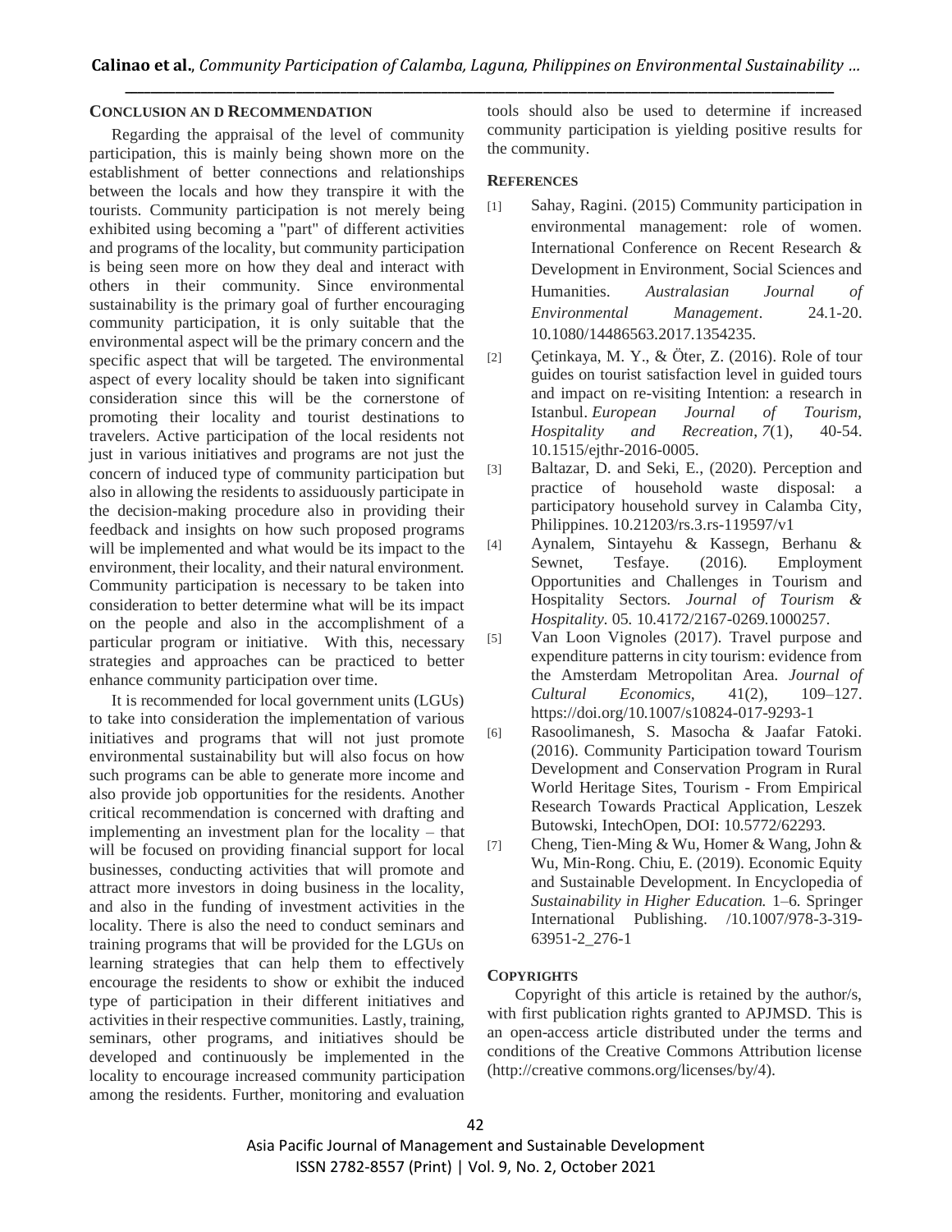## CONCLUSION AN D RECOMMENDATION

Regarding the appraisal of the level of community participation, this is mainly being shown more on the establishment of better connections and relationships between the locals and how they transpire it with the tourists. Community participation is not merely being exhibited using becoming a "part" of different activities and programs of the locality, but community participation is being seen more on how they deal and interact with others in their community. Since environmental sustainability is the primary goal of further encouraging community participation, it is only suitable that the environmental aspect will be the primary concern and the specific aspect that will be targeted. The environmental aspect of every locality should be taken into significant consideration since this will be the cornerstone of promoting their locality and tourist destinations to travelers. Active participation of the local residents not just in various initiatives and programs are not just the concern of induced type of community participation but also in allowing the residents to assiduously participate in the decision-making procedure also in providing their feedback and insights on how such proposed programs will be implemented and what would be its impact to the environment, their locality, and their natural environment. Community participation is necessary to be taken into consideration to better determine what will be its impact on the people and also in the accomplishment of a particular program or initiative. With this, necessary strategies and approaches can be practiced to better enhance community participation over time.

It is recommended for local government units (LGUs) to take into consideration the implementation of various initiatives and programs that will not just promote environmental sustainability but will also focus on how such programs can be able to generate more income and also provide job opportunities for the residents. Another critical recommendation is concerned with drafting and implementing an investment plan for the locality – that will be focused on providing financial support for local businesses, conducting activities that will promote and attract more investors in doing business in the locality, and also in the funding of investment activities in the locality. There is also the need to conduct seminars and training programs that will be provided for the LGUs on learning strategies that can help them to effectively encourage the residents to show or exhibit the induced type of participation in their different initiatives and activities in their respective communities. Lastly, training, seminars, other programs, and initiatives should be developed and continuously be implemented in the locality to encourage increased community participation among the residents. Further, monitoring and evaluation tools should also be used to determine if increased community participation is yielding positive results for the community.

## REFERENCES

[1] Sahay, Ragini. (2015) Community participation in environmental management: role of women. International Conference on Recent Research & Development in Environment, Social Sciences and Humanities. *Australasian Journal of Environmental Management*. 24.1-20. 10.1080/14486563.2017.1354235.

[2] Çetinkaya, M. Y., & Öter, Z. (2016). Role of tour guides on tourist satisfaction level in guided tours and impact on re-visiting Intention: a research in Istanbul. *European Journal of Tourism, Hospitality and Recreation*, *7*(1), 40-54. 10.1515/ejthr-2016-0005.

[3] Baltazar, D. and Seki, E., (2020). Perception and practice of household waste disposal: a participatory household survey in Calamba City, Philippines. 10.21203/rs.3.rs-119597/v1

[4] Aynalem, Sintayehu & Kassegn, Berhanu & Sewnet, Tesfaye. (2016). Employment Opportunities and Challenges in Tourism and Hospitality Sectors. *Journal of Tourism & Hospitality*. 05. 10.4172/2167-0269.1000257.

[5] Van Loon Vignoles (2017). Travel purpose and expenditure patterns in city tourism: evidence from the Amsterdam Metropolitan Area. *Journal of Cultural Economics*, 41(2), 109–127. https://doi.org/10.1007/s10824-017-9293-1

[6] Rasoolimanesh, S. Masocha & Jaafar Fatoki. (2016). Community Participation toward Tourism Development and Conservation Program in Rural World Heritage Sites, Tourism - From Empirical Research Towards Practical Application, Leszek Butowski, IntechOpen, DOI: 10.5772/62293.

[7] Cheng, Tien-Ming & Wu, Homer & Wang, John & Wu, Min-Rong. Chiu, E. (2019). Economic Equity and Sustainable Development. In Encyclopedia of *Sustainability in Higher Education.* 1–6. Springer International Publishing. /10.1007/978-3-319-63951-2_276-1

## COPYRIGHTS

Copyright of this article is retained by the author/s, with first publication rights granted to APJMSD. This is an open-access article distributed under the terms and conditions of the Creative Commons Attribution license (http://creative commons.org/licenses/by/4).